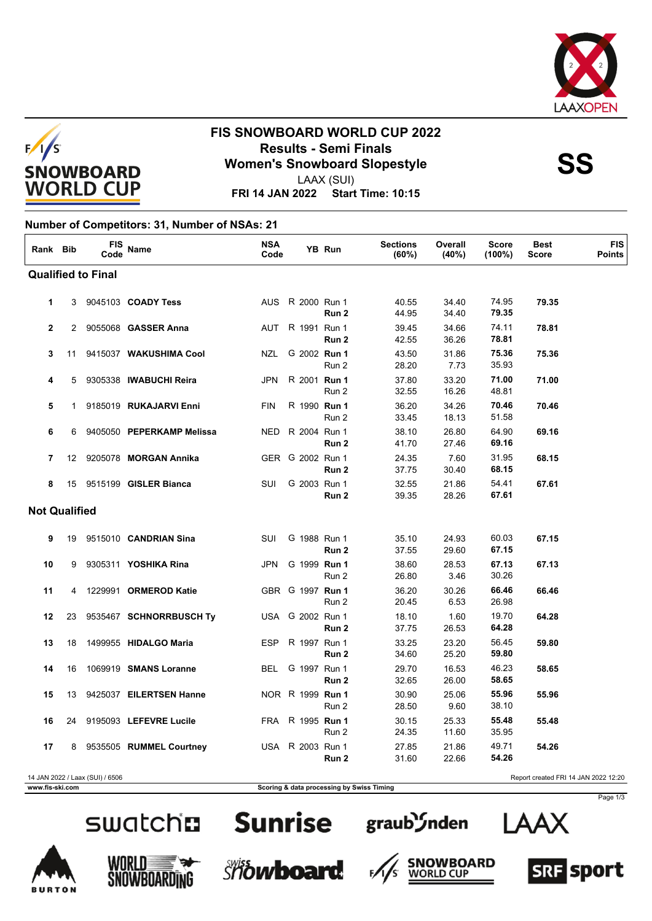# FIS SNOWBOARD WORLD CUP 2022

## Results - Semi Finals

## Women's Snowboard Slopestyle

**SS**

LAAX (SUI)

**FRI 14 JAN 2022 Start Time: 10:15**

**Number of Competitors: 31, Number of NSAs: 21**

| Rank | Bib | FIS Code | Name | NSA Code | YB | Run | Sections (60%) | Overall (40%) | Score (100%) | Best Score | FIS Points |
|---|---|---|---|---|---|---|---|---|---|---|---|
| **Qualified to Final** | | | | | | | | | | | |
| 1 | 3 | 9045103 | **CODADY Tess** | AUS | R 2000 | Run 1 | 40.55 | 34.40 | 74.95 | **79.35** | |
| | | | | | | **Run 2** | 44.95 | 34.40 | **79.35** | | |
| 2 | 2 | 9055068 | **GASSER Anna** | AUT | R 1991 | Run 1 | 39.45 | 34.66 | 74.11 | **78.81** | |
| | | | | | | **Run 2** | 42.55 | 36.26 | **78.81** | | |
| 3 | 11 | 9415037 | **WAKUSHIMA Cool** | NZL | G 2002 | **Run 1** | 43.50 | 31.86 | **75.36** | **75.36** | |
| | | | | | | Run 2 | 28.20 | 7.73 | 35.93 | | |
| 4 | 5 | 9305338 | **IWABUCHI Reira** | JPN | R 2001 | **Run 1** | 37.80 | 33.20 | **71.00** | **71.00** | |
| | | | | | | Run 2 | 32.55 | 16.26 | 48.81 | | |
| 5 | 1 | 9185019 | **RUKAJARVI Enni** | FIN | R 1990 | **Run 1** | 36.20 | 34.26 | **70.46** | **70.46** | |
| | | | | | | Run 2 | 33.45 | 18.13 | 51.58 | | |
| 6 | 6 | 9405050 | **PEPERKAMP Melissa** | NED | R 2004 | Run 1 | 38.10 | 26.80 | 64.90 | **69.16** | |
| | | | | | | **Run 2** | 41.70 | 27.46 | **69.16** | | |
| 7 | 12 | 9205078 | **MORGAN Annika** | GER | G 2002 | Run 1 | 24.35 | 7.60 | 31.95 | **68.15** | |
| | | | | | | **Run 2** | 37.75 | 30.40 | **68.15** | | |
| 8 | 15 | 9515199 | **GISLER Bianca** | SUI | G 2003 | Run 1 | 32.55 | 21.86 | 54.41 | **67.61** | |
| | | | | | | **Run 2** | 39.35 | 28.26 | **67.61** | | |
| **Not Qualified** | | | | | | | | | | | |
| 9 | 19 | 9515010 | **CANDRIAN Sina** | SUI | G 1988 | Run 1 | 35.10 | 24.93 | 60.03 | **67.15** | |
| | | | | | | **Run 2** | 37.55 | 29.60 | **67.15** | | |
| 10 | 9 | 9305311 | **YOSHIKA Rina** | JPN | G 1999 | **Run 1** | 38.60 | 28.53 | **67.13** | **67.13** | |
| | | | | | | Run 2 | 26.80 | 3.46 | 30.26 | | |
| 11 | 4 | 1229991 | **ORMEROD Katie** | GBR | G 1997 | **Run 1** | 36.20 | 30.26 | **66.46** | **66.46** | |
| | | | | | | Run 2 | 20.45 | 6.53 | 26.98 | | |
| 12 | 23 | 9535467 | **SCHNORRBUSCH Ty** | USA | G 2002 | Run 1 | 18.10 | 1.60 | 19.70 | **64.28** | |
| | | | | | | **Run 2** | 37.75 | 26.53 | **64.28** | | |
| 13 | 18 | 1499955 | **HIDALGO Maria** | ESP | R 1997 | Run 1 | 33.25 | 23.20 | 56.45 | **59.80** | |
| | | | | | | **Run 2** | 34.60 | 25.20 | **59.80** | | |
| 14 | 16 | 1069919 | **SMANS Loranne** | BEL | G 1997 | Run 1 | 29.70 | 16.53 | 46.23 | **58.65** | |
| | | | | | | **Run 2** | 32.65 | 26.00 | **58.65** | | |
| 15 | 13 | 9425037 | **EILERTSEN Hanne** | NOR | R 1999 | **Run 1** | 30.90 | 25.06 | **55.96** | **55.96** | |
| | | | | | | Run 2 | 28.50 | 9.60 | 38.10 | | |
| 16 | 24 | 9195093 | **LEFEVRE Lucile** | FRA | R 1995 | **Run 1** | 30.15 | 25.33 | **55.48** | **55.48** | |
| | | | | | | Run 2 | 24.35 | 11.60 | 35.95 | | |
| 17 | 8 | 9535505 | **RUMMEL Courtney** | USA | R 2003 | Run 1 | 27.85 | 21.86 | 49.71 | **54.26** | |
| | | | | | | **Run 2** | 31.60 | 22.66 | **54.26** | | |

14 JAN 2022 / Laax (SUI) / 6506

Report created FRI 14 JAN 2022 12:20

www.fis-ski.com

Scoring & data processing by Swiss Timing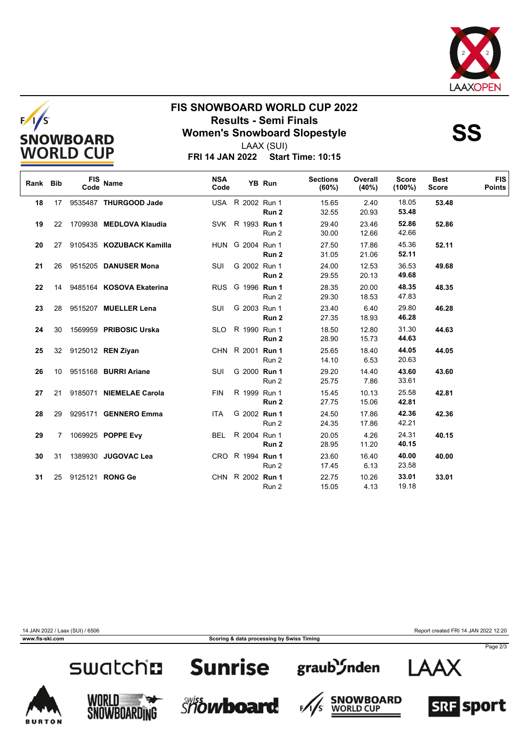# FIS SNOWBOARD WORLD CUP 2022

## Results - Semi Finals

## Women's Snowboard Slopestyle

**SS**

LAAX (SUI)

**FRI 14 JAN 2022 Start Time: 10:15**

| Rank | Bib | FIS Code | Name | NSA Code | YB | Run | Sections (60%) | Overall (40%) | Score (100%) | Best Score | FIS Points |
|---|---|---|---|---|---|---|---|---|---|---|---|
| 18 | 17 | 9535487 | **THURGOOD Jade** | USA | R 2002 | Run 1 | 15.65 | 2.40 | 18.05 | **53.48** | |
| | | | | | | **Run 2** | 32.55 | 20.93 | **53.48** | | |
| 19 | 22 | 1709938 | **MEDLOVA Klaudia** | SVK | R 1993 | **Run 1** | 29.40 | 23.46 | **52.86** | **52.86** | |
| | | | | | | Run 2 | 30.00 | 12.66 | 42.66 | | |
| 20 | 27 | 9105435 | **KOZUBACK Kamilla** | HUN | G 2004 | Run 1 | 27.50 | 17.86 | 45.36 | **52.11** | |
| | | | | | | **Run 2** | 31.05 | 21.06 | **52.11** | | |
| 21 | 26 | 9515205 | **DANUSER Mona** | SUI | G 2002 | Run 1 | 24.00 | 12.53 | 36.53 | **49.68** | |
| | | | | | | **Run 2** | 29.55 | 20.13 | **49.68** | | |
| 22 | 14 | 9485164 | **KOSOVA Ekaterina** | RUS | G 1996 | **Run 1** | 28.35 | 20.00 | **48.35** | **48.35** | |
| | | | | | | Run 2 | 29.30 | 18.53 | 47.83 | | |
| 23 | 28 | 9515207 | **MUELLER Lena** | SUI | G 2003 | Run 1 | 23.40 | 6.40 | 29.80 | **46.28** | |
| | | | | | | **Run 2** | 27.35 | 18.93 | **46.28** | | |
| 24 | 30 | 1569959 | **PRIBOSIC Urska** | SLO | R 1990 | Run 1 | 18.50 | 12.80 | 31.30 | **44.63** | |
| | | | | | | **Run 2** | 28.90 | 15.73 | **44.63** | | |
| 25 | 32 | 9125012 | **REN Ziyan** | CHN | R 2001 | **Run 1** | 25.65 | 18.40 | **44.05** | **44.05** | |
| | | | | | | Run 2 | 14.10 | 6.53 | 20.63 | | |
| 26 | 10 | 9515168 | **BURRI Ariane** | SUI | G 2000 | **Run 1** | 29.20 | 14.40 | **43.60** | **43.60** | |
| | | | | | | Run 2 | 25.75 | 7.86 | 33.61 | | |
| 27 | 21 | 9185071 | **NIEMELAE Carola** | FIN | R 1999 | Run 1 | 15.45 | 10.13 | 25.58 | **42.81** | |
| | | | | | | **Run 2** | 27.75 | 15.06 | **42.81** | | |
| 28 | 29 | 9295171 | **GENNERO Emma** | ITA | G 2002 | **Run 1** | 24.50 | 17.86 | **42.36** | **42.36** | |
| | | | | | | Run 2 | 24.35 | 17.86 | 42.21 | | |
| 29 | 7 | 1069925 | **POPPE Evy** | BEL | R 2004 | Run 1 | 20.05 | 4.26 | 24.31 | **40.15** | |
| | | | | | | **Run 2** | 28.95 | 11.20 | **40.15** | | |
| 30 | 31 | 1389930 | **JUGOVAC Lea** | CRO | R 1994 | **Run 1** | 23.60 | 16.40 | **40.00** | **40.00** | |
| | | | | | | Run 2 | 17.45 | 6.13 | 23.58 | | |
| 31 | 25 | 9125121 | **RONG Ge** | CHN | R 2002 | **Run 1** | 22.75 | 10.26 | **33.01** | **33.01** | |
| | | | | | | Run 2 | 15.05 | 4.13 | 19.18 | | |

14 JAN 2022 / Laax (SUI) / 6506 — Report created FRI 14 JAN 2022 12:20

www.fis-ski.com — Scoring & data processing by Swiss Timing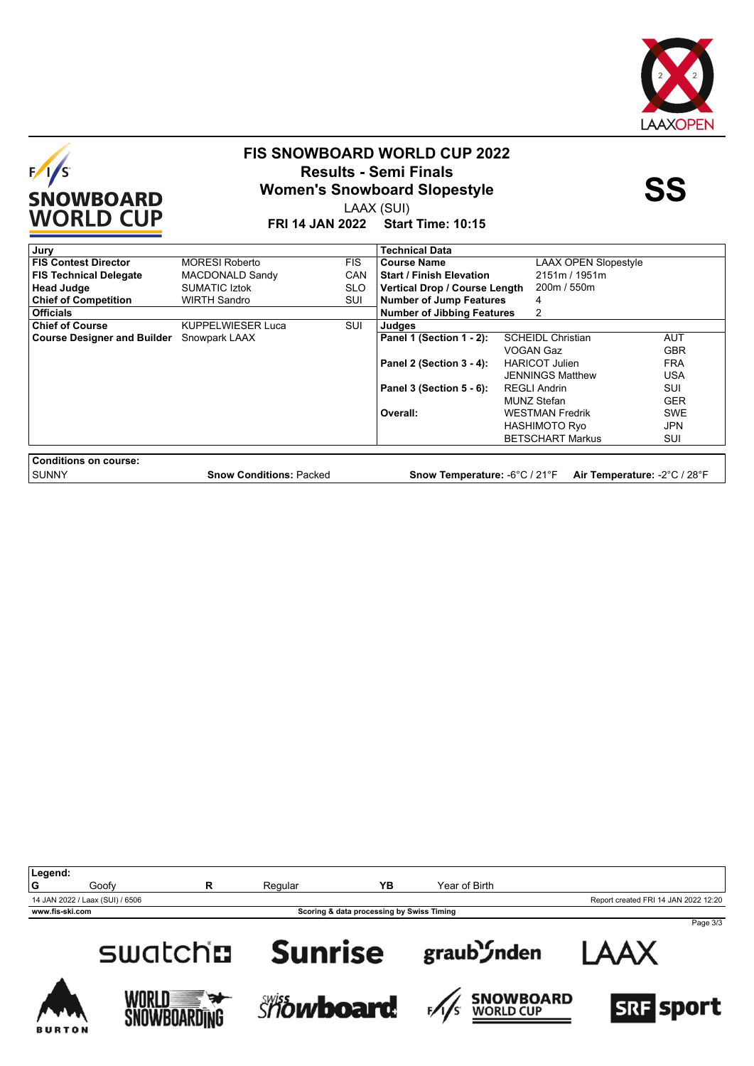# FIS SNOWBOARD WORLD CUP 2022

## Results - Semi Finals

## Women's Snowboard Slopestyle

LAAX (SUI)

**FRI 14 JAN 2022 Start Time: 10:15**

**SS**

| Jury | | |
| --- | --- | --- |
| **FIS Contest Director** | MORESI Roberto | FIS |
| **FIS Technical Delegate** | MACDONALD Sandy | CAN |
| **Head Judge** | SUMATIC Iztok | SLO |
| **Chief of Competition** | WIRTH Sandro | SUI |
| **Officials** | | |
| **Chief of Course** | KUPPELWIESER Luca | SUI |
| **Course Designer and Builder** | Snowpark LAAX | |

| Technical Data | |
| --- | --- |
| **Course Name** | LAAX OPEN Slopestyle |
| **Start / Finish Elevation** | 2151m / 1951m |
| **Vertical Drop / Course Length** | 200m / 550m |
| **Number of Jump Features** | 4 |
| **Number of Jibbing Features** | 2 |

| Judges | | |
| --- | --- | --- |
| **Panel 1 (Section 1 - 2):** | SCHEIDL Christian | AUT |
| | VOGAN Gaz | GBR |
| **Panel 2 (Section 3 - 4):** | HARICOT Julien | FRA |
| | JENNINGS Matthew | USA |
| **Panel 3 (Section 5 - 6):** | REGLI Andrin | SUI |
| | MUNZ Stefan | GER |
| **Overall:** | WESTMAN Fredrik | SWE |
| | HASHIMOTO Ryo | JPN |
| | BETSCHART Markus | SUI |

**Conditions on course:**

SUNNY | **Snow Conditions:** Packed | **Snow Temperature:** -6°C / 21°F | **Air Temperature:** -2°C / 28°F

**Legend:**

| | | | | | |
| --- | --- | --- | --- | --- | --- |
| **G** | Goofy | **R** | Regular | **YB** | Year of Birth |

14 JAN 2022 / Laax (SUI) / 6506

Report created FRI 14 JAN 2022 12:20

www.fis-ski.com

Scoring & data processing by Swiss Timing